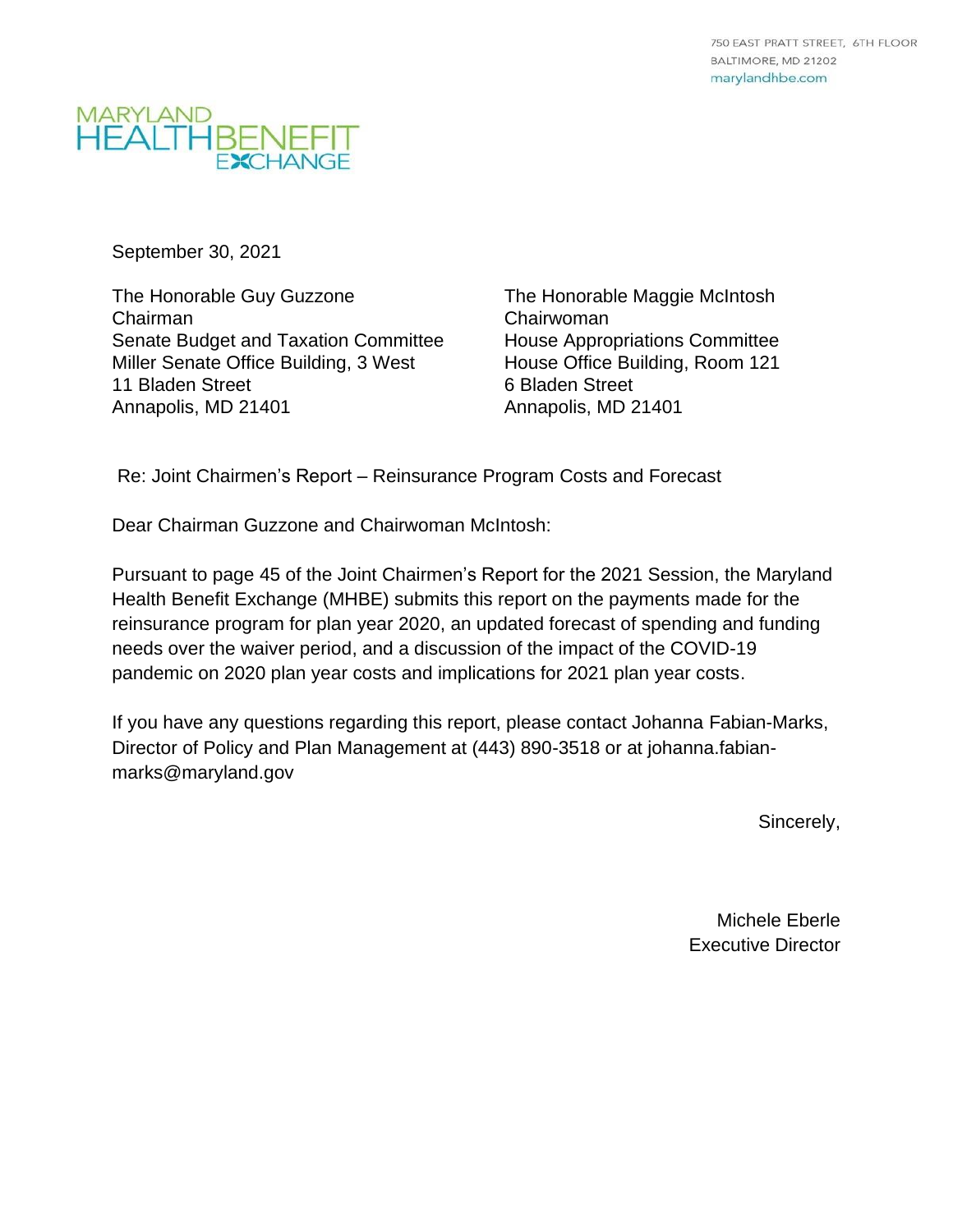750 EAST PRATT STREET, 6TH FLOOR
BALTIMORE, MD 21202
marylandhbe.com

MARYLAND HEALTH BENEFIT EXCHANGE

September 30, 2021

The Honorable Guy Guzzone
Chairman
Senate Budget and Taxation Committee
Miller Senate Office Building, 3 West
11 Bladen Street
Annapolis, MD 21401

The Honorable Maggie McIntosh
Chairwoman
House Appropriations Committee
House Office Building, Room 121
6 Bladen Street
Annapolis, MD 21401

Re: Joint Chairmen's Report – Reinsurance Program Costs and Forecast

Dear Chairman Guzzone and Chairwoman McIntosh:

Pursuant to page 45 of the Joint Chairmen's Report for the 2021 Session, the Maryland Health Benefit Exchange (MHBE) submits this report on the payments made for the reinsurance program for plan year 2020, an updated forecast of spending and funding needs over the waiver period, and a discussion of the impact of the COVID-19 pandemic on 2020 plan year costs and implications for 2021 plan year costs.

If you have any questions regarding this report, please contact Johanna Fabian-Marks, Director of Policy and Plan Management at (443) 890-3518 or at johanna.fabian-marks@maryland.gov

Sincerely,

Michele Eberle
Executive Director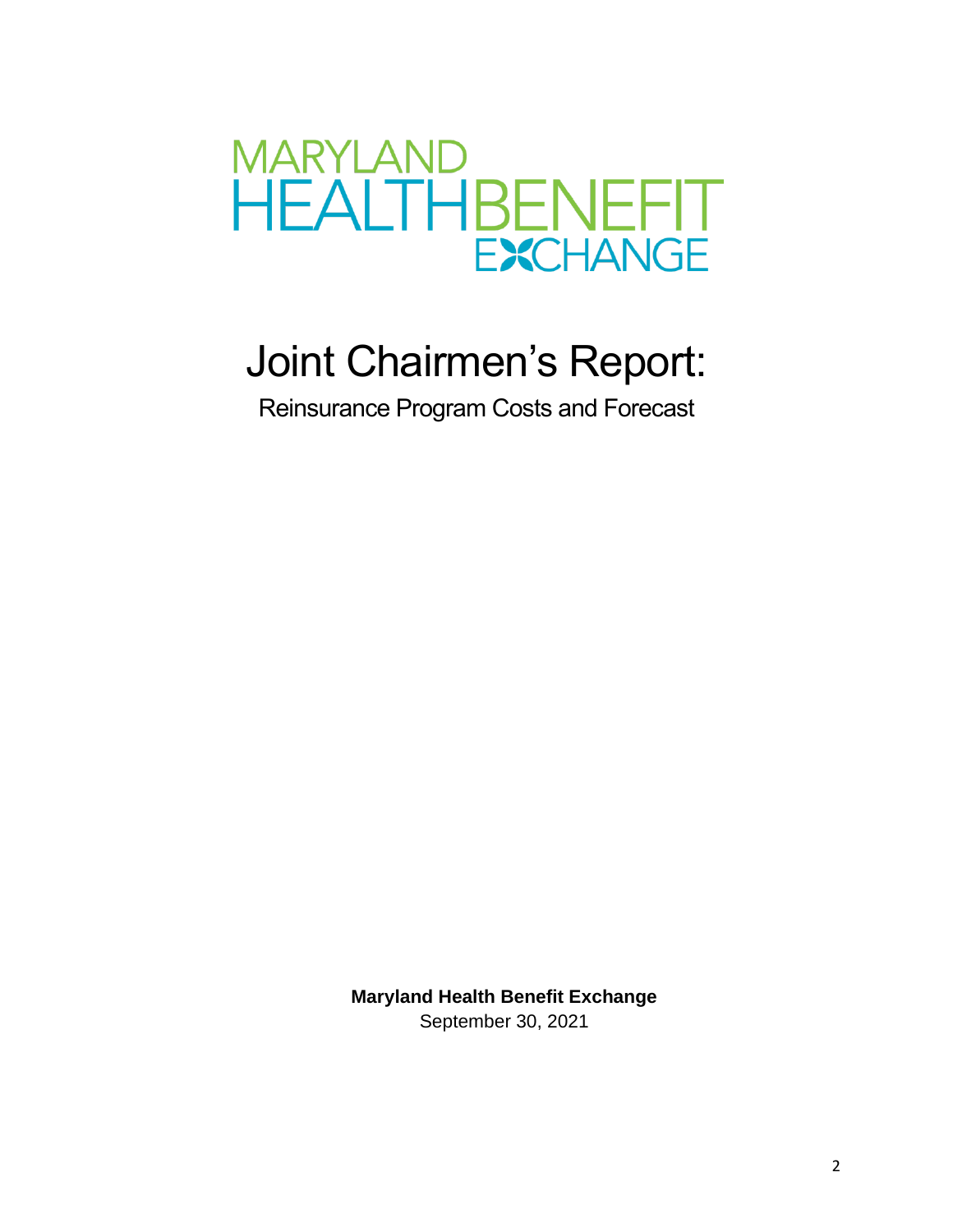MARYLAND HEALTHBENEFIT EXCHANGE

# Joint Chairmen's Report:

Reinsurance Program Costs and Forecast

**Maryland Health Benefit Exchange**

September 30, 2021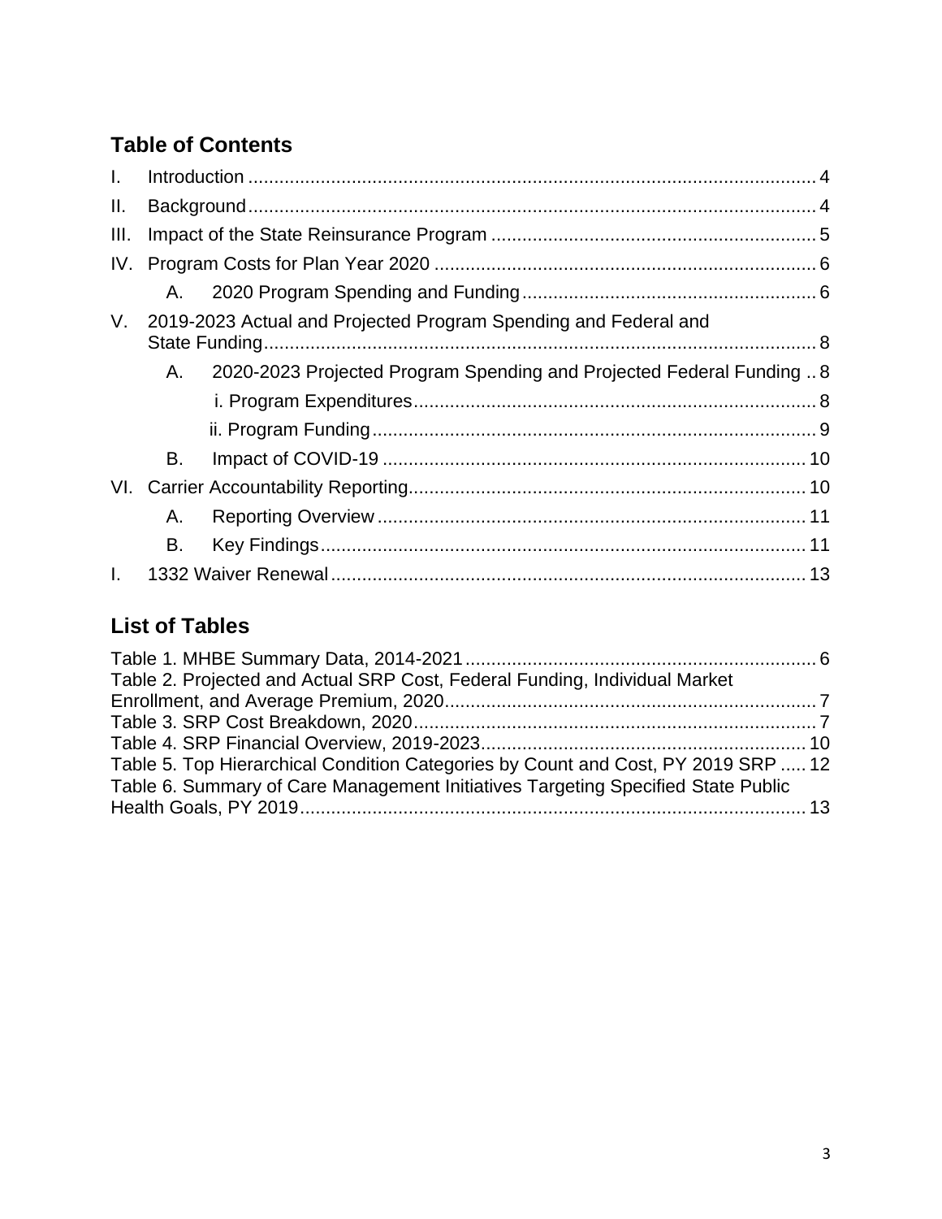## Table of Contents

I. Introduction .......... 4

II. Background .......... 4

III. Impact of the State Reinsurance Program .......... 5

IV. Program Costs for Plan Year 2020 .......... 6

- A. 2020 Program Spending and Funding .......... 6

V. 2019-2023 Actual and Projected Program Spending and Federal and State Funding .......... 8

- A. 2020-2023 Projected Program Spending and Projected Federal Funding .......... 8
  - i. Program Expenditures .......... 8
  - ii. Program Funding .......... 9
- B. Impact of COVID-19 .......... 10

VI. Carrier Accountability Reporting .......... 10

- A. Reporting Overview .......... 11
- B. Key Findings .......... 11

I. 1332 Waiver Renewal .......... 13

## List of Tables

Table 1. MHBE Summary Data, 2014-2021 .......... 6

Table 2. Projected and Actual SRP Cost, Federal Funding, Individual Market Enrollment, and Average Premium, 2020 .......... 7

Table 3. SRP Cost Breakdown, 2020 .......... 7

Table 4. SRP Financial Overview, 2019-2023 .......... 10

Table 5. Top Hierarchical Condition Categories by Count and Cost, PY 2019 SRP .......... 12

Table 6. Summary of Care Management Initiatives Targeting Specified State Public Health Goals, PY 2019 .......... 13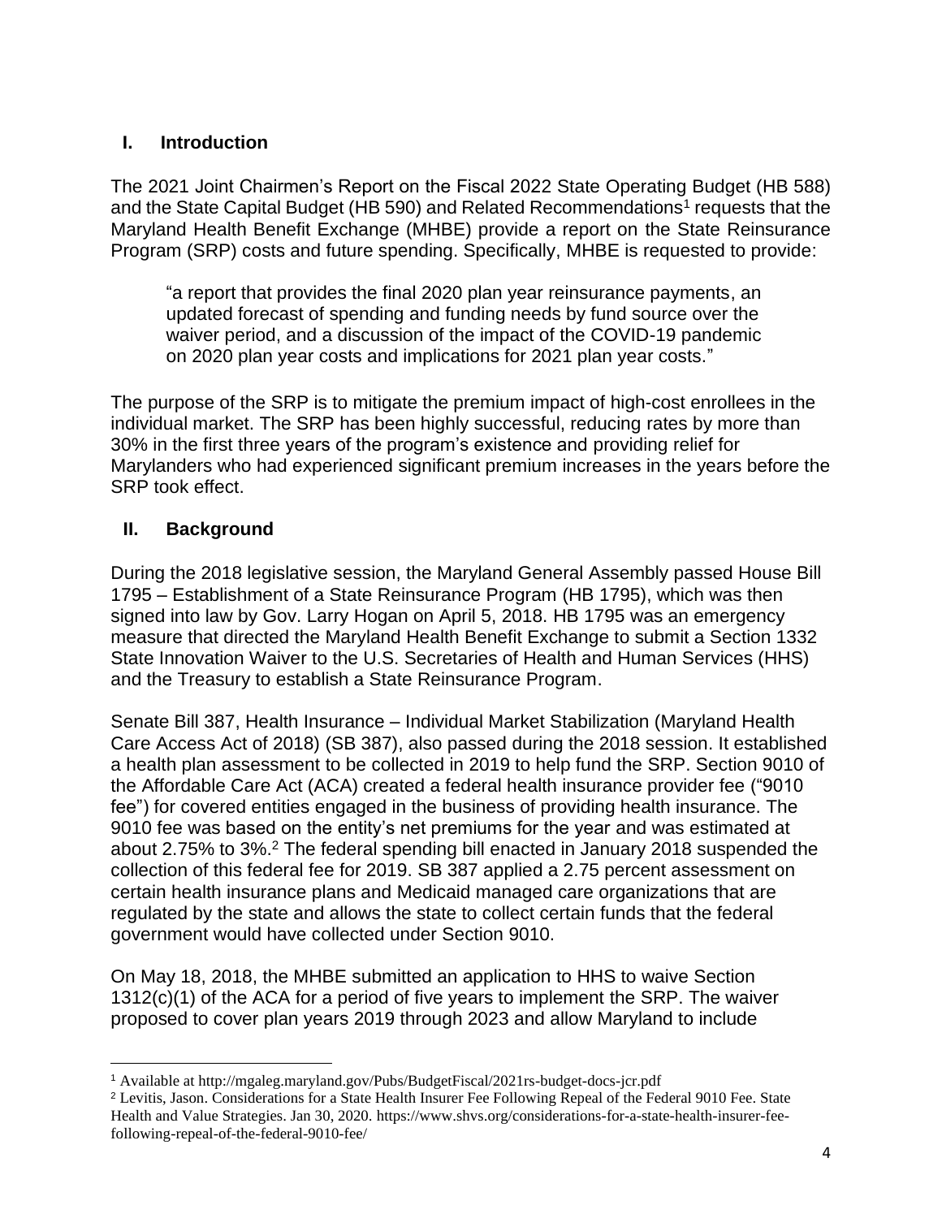## I. Introduction

The 2021 Joint Chairmen's Report on the Fiscal 2022 State Operating Budget (HB 588) and the State Capital Budget (HB 590) and Related Recommendations[1] requests that the Maryland Health Benefit Exchange (MHBE) provide a report on the State Reinsurance Program (SRP) costs and future spending. Specifically, MHBE is requested to provide:

> "a report that provides the final 2020 plan year reinsurance payments, an updated forecast of spending and funding needs by fund source over the waiver period, and a discussion of the impact of the COVID-19 pandemic on 2020 plan year costs and implications for 2021 plan year costs."

The purpose of the SRP is to mitigate the premium impact of high-cost enrollees in the individual market. The SRP has been highly successful, reducing rates by more than 30% in the first three years of the program's existence and providing relief for Marylanders who had experienced significant premium increases in the years before the SRP took effect.

## II. Background

During the 2018 legislative session, the Maryland General Assembly passed House Bill 1795 – Establishment of a State Reinsurance Program (HB 1795), which was then signed into law by Gov. Larry Hogan on April 5, 2018. HB 1795 was an emergency measure that directed the Maryland Health Benefit Exchange to submit a Section 1332 State Innovation Waiver to the U.S. Secretaries of Health and Human Services (HHS) and the Treasury to establish a State Reinsurance Program.

Senate Bill 387, Health Insurance – Individual Market Stabilization (Maryland Health Care Access Act of 2018) (SB 387), also passed during the 2018 session. It established a health plan assessment to be collected in 2019 to help fund the SRP. Section 9010 of the Affordable Care Act (ACA) created a federal health insurance provider fee ("9010 fee") for covered entities engaged in the business of providing health insurance. The 9010 fee was based on the entity's net premiums for the year and was estimated at about 2.75% to 3%.[2] The federal spending bill enacted in January 2018 suspended the collection of this federal fee for 2019. SB 387 applied a 2.75 percent assessment on certain health insurance plans and Medicaid managed care organizations that are regulated by the state and allows the state to collect certain funds that the federal government would have collected under Section 9010.

On May 18, 2018, the MHBE submitted an application to HHS to waive Section 1312(c)(1) of the ACA for a period of five years to implement the SRP. The waiver proposed to cover plan years 2019 through 2023 and allow Maryland to include

---

[1] Available at http://mgaleg.maryland.gov/Pubs/BudgetFiscal/2021rs-budget-docs-jcr.pdf

[2] Levitis, Jason. Considerations for a State Health Insurer Fee Following Repeal of the Federal 9010 Fee. State Health and Value Strategies. Jan 30, 2020. https://www.shvs.org/considerations-for-a-state-health-insurer-fee-following-repeal-of-the-federal-9010-fee/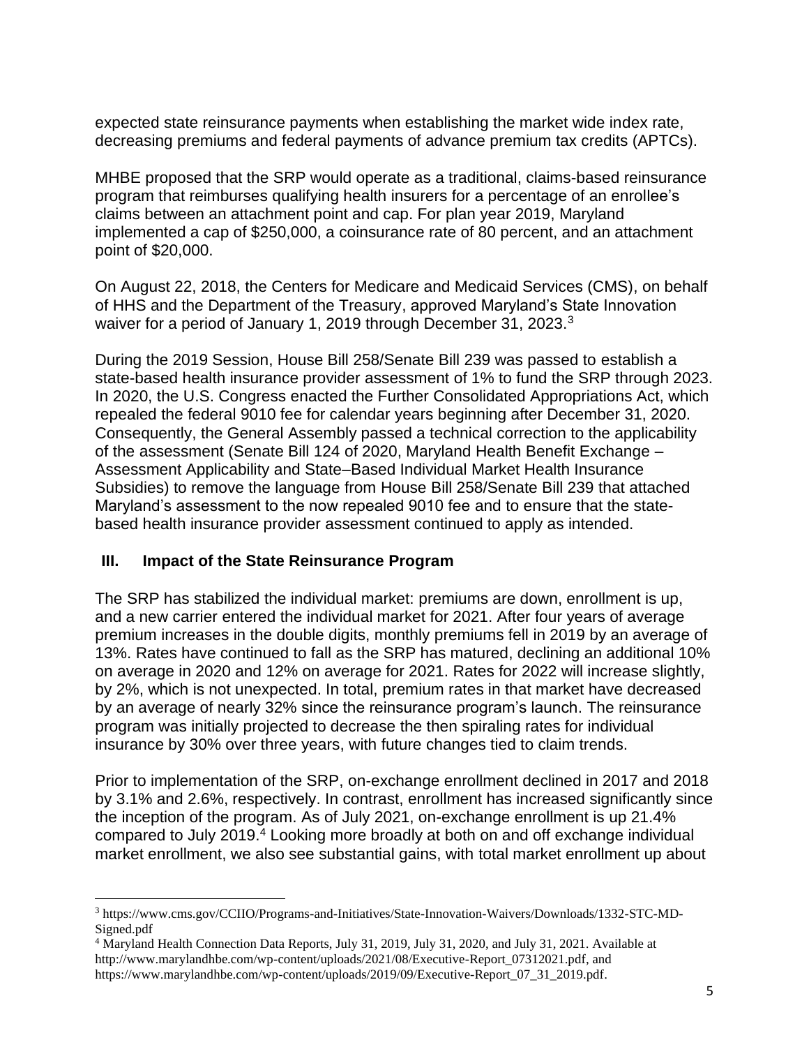expected state reinsurance payments when establishing the market wide index rate, decreasing premiums and federal payments of advance premium tax credits (APTCs).

MHBE proposed that the SRP would operate as a traditional, claims-based reinsurance program that reimburses qualifying health insurers for a percentage of an enrollee's claims between an attachment point and cap. For plan year 2019, Maryland implemented a cap of $250,000, a coinsurance rate of 80 percent, and an attachment point of $20,000.

On August 22, 2018, the Centers for Medicare and Medicaid Services (CMS), on behalf of HHS and the Department of the Treasury, approved Maryland's State Innovation waiver for a period of January 1, 2019 through December 31, 2023.[3]

During the 2019 Session, House Bill 258/Senate Bill 239 was passed to establish a state-based health insurance provider assessment of 1% to fund the SRP through 2023. In 2020, the U.S. Congress enacted the Further Consolidated Appropriations Act, which repealed the federal 9010 fee for calendar years beginning after December 31, 2020. Consequently, the General Assembly passed a technical correction to the applicability of the assessment (Senate Bill 124 of 2020, Maryland Health Benefit Exchange – Assessment Applicability and State–Based Individual Market Health Insurance Subsidies) to remove the language from House Bill 258/Senate Bill 239 that attached Maryland's assessment to the now repealed 9010 fee and to ensure that the state-based health insurance provider assessment continued to apply as intended.

## III. Impact of the State Reinsurance Program

The SRP has stabilized the individual market: premiums are down, enrollment is up, and a new carrier entered the individual market for 2021. After four years of average premium increases in the double digits, monthly premiums fell in 2019 by an average of 13%. Rates have continued to fall as the SRP has matured, declining an additional 10% on average in 2020 and 12% on average for 2021. Rates for 2022 will increase slightly, by 2%, which is not unexpected. In total, premium rates in that market have decreased by an average of nearly 32% since the reinsurance program's launch. The reinsurance program was initially projected to decrease the then spiraling rates for individual insurance by 30% over three years, with future changes tied to claim trends.

Prior to implementation of the SRP, on-exchange enrollment declined in 2017 and 2018 by 3.1% and 2.6%, respectively. In contrast, enrollment has increased significantly since the inception of the program. As of July 2021, on-exchange enrollment is up 21.4% compared to July 2019.[4] Looking more broadly at both on and off exchange individual market enrollment, we also see substantial gains, with total market enrollment up about

---

[3] https://www.cms.gov/CCIIO/Programs-and-Initiatives/State-Innovation-Waivers/Downloads/1332-STC-MD-Signed.pdf

[4] Maryland Health Connection Data Reports, July 31, 2019, July 31, 2020, and July 31, 2021. Available at http://www.marylandhbe.com/wp-content/uploads/2021/08/Executive-Report_07312021.pdf, and https://www.marylandhbe.com/wp-content/uploads/2019/09/Executive-Report_07_31_2019.pdf.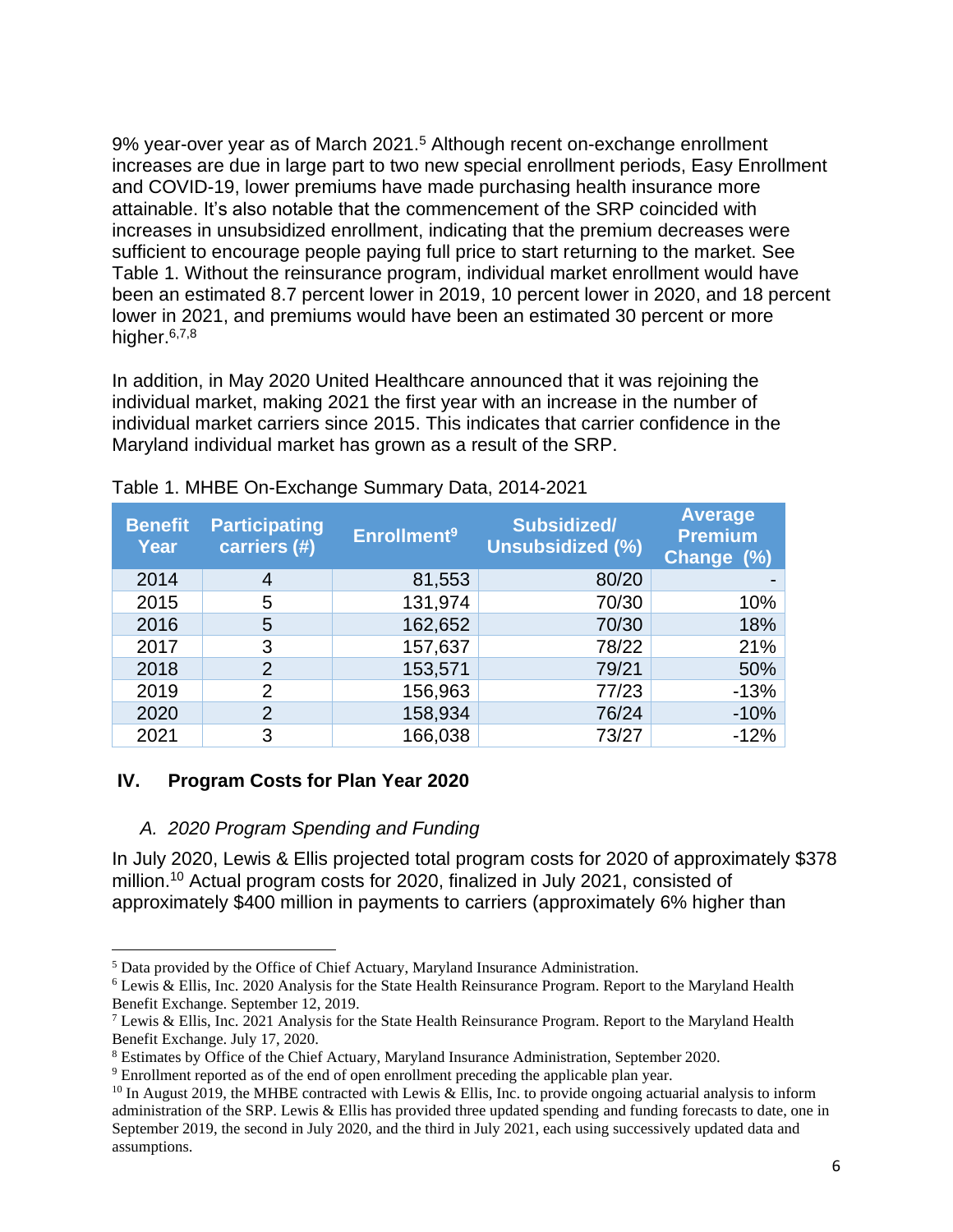9% year-over year as of March 2021.[5] Although recent on-exchange enrollment increases are due in large part to two new special enrollment periods, Easy Enrollment and COVID-19, lower premiums have made purchasing health insurance more attainable. It's also notable that the commencement of the SRP coincided with increases in unsubsidized enrollment, indicating that the premium decreases were sufficient to encourage people paying full price to start returning to the market. See Table 1. Without the reinsurance program, individual market enrollment would have been an estimated 8.7 percent lower in 2019, 10 percent lower in 2020, and 18 percent lower in 2021, and premiums would have been an estimated 30 percent or more higher.[6,7,8]

In addition, in May 2020 United Healthcare announced that it was rejoining the individual market, making 2021 the first year with an increase in the number of individual market carriers since 2015. This indicates that carrier confidence in the Maryland individual market has grown as a result of the SRP.

Table 1. MHBE On-Exchange Summary Data, 2014-2021

| Benefit Year | Participating carriers (#) | Enrollment[9] | Subsidized/ Unsubsidized (%) | Average Premium Change (%) |
|---|---|---|---|---|
| 2014 | 4 | 81,553 | 80/20 | - |
| 2015 | 5 | 131,974 | 70/30 | 10% |
| 2016 | 5 | 162,652 | 70/30 | 18% |
| 2017 | 3 | 157,637 | 78/22 | 21% |
| 2018 | 2 | 153,571 | 79/21 | 50% |
| 2019 | 2 | 156,963 | 77/23 | -13% |
| 2020 | 2 | 158,934 | 76/24 | -10% |
| 2021 | 3 | 166,038 | 73/27 | -12% |

## IV. Program Costs for Plan Year 2020

### *A. 2020 Program Spending and Funding*

In July 2020, Lewis & Ellis projected total program costs for 2020 of approximately $378 million.[10] Actual program costs for 2020, finalized in July 2021, consisted of approximately $400 million in payments to carriers (approximately 6% higher than

[5] Data provided by the Office of Chief Actuary, Maryland Insurance Administration.
[6] Lewis & Ellis, Inc. 2020 Analysis for the State Health Reinsurance Program. Report to the Maryland Health Benefit Exchange. September 12, 2019.
[7] Lewis & Ellis, Inc. 2021 Analysis for the State Health Reinsurance Program. Report to the Maryland Health Benefit Exchange. July 17, 2020.
[8] Estimates by Office of the Chief Actuary, Maryland Insurance Administration, September 2020.
[9] Enrollment reported as of the end of open enrollment preceding the applicable plan year.
[10] In August 2019, the MHBE contracted with Lewis & Ellis, Inc. to provide ongoing actuarial analysis to inform administration of the SRP. Lewis & Ellis has provided three updated spending and funding forecasts to date, one in September 2019, the second in July 2020, and the third in July 2021, each using successively updated data and assumptions.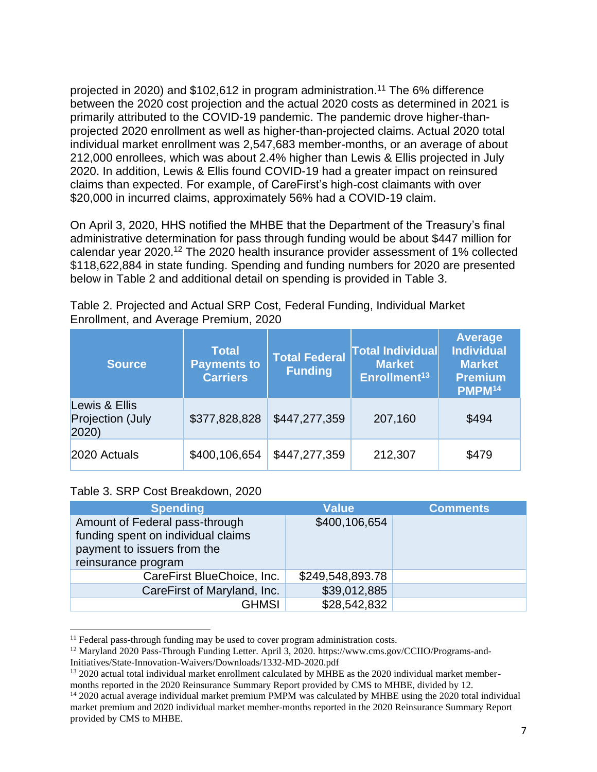projected in 2020) and $102,612 in program administration.[11] The 6% difference between the 2020 cost projection and the actual 2020 costs as determined in 2021 is primarily attributed to the COVID-19 pandemic. The pandemic drove higher-than-projected 2020 enrollment as well as higher-than-projected claims. Actual 2020 total individual market enrollment was 2,547,683 member-months, or an average of about 212,000 enrollees, which was about 2.4% higher than Lewis & Ellis projected in July 2020. In addition, Lewis & Ellis found COVID-19 had a greater impact on reinsured claims than expected. For example, of CareFirst's high-cost claimants with over $20,000 in incurred claims, approximately 56% had a COVID-19 claim.

On April 3, 2020, HHS notified the MHBE that the Department of the Treasury's final administrative determination for pass through funding would be about $447 million for calendar year 2020.[12] The 2020 health insurance provider assessment of 1% collected $118,622,884 in state funding. Spending and funding numbers for 2020 are presented below in Table 2 and additional detail on spending is provided in Table 3.

Table 2. Projected and Actual SRP Cost, Federal Funding, Individual Market Enrollment, and Average Premium, 2020

| Source | Total Payments to Carriers | Total Federal Funding | Total Individual Market Enrollment[13] | Average Individual Market Premium PMPM[14] |
|---|---|---|---|---|
| Lewis & Ellis Projection (July 2020) | $377,828,828 | $447,277,359 | 207,160 | $494 |
| 2020 Actuals | $400,106,654 | $447,277,359 | 212,307 | $479 |

Table 3. SRP Cost Breakdown, 2020

| Spending | Value | Comments |
|---|---|---|
| Amount of Federal pass-through funding spent on individual claims payment to issuers from the reinsurance program | $400,106,654 | |
| CareFirst BlueChoice, Inc. | $249,548,893.78 | |
| CareFirst of Maryland, Inc. | $39,012,885 | |
| GHMSI | $28,542,832 | |

[11] Federal pass-through funding may be used to cover program administration costs.

[12] Maryland 2020 Pass-Through Funding Letter. April 3, 2020. https://www.cms.gov/CCIIO/Programs-and-Initiatives/State-Innovation-Waivers/Downloads/1332-MD-2020.pdf

[13] 2020 actual total individual market enrollment calculated by MHBE as the 2020 individual market member-months reported in the 2020 Reinsurance Summary Report provided by CMS to MHBE, divided by 12.

[14] 2020 actual average individual market premium PMPM was calculated by MHBE using the 2020 total individual market premium and 2020 individual market member-months reported in the 2020 Reinsurance Summary Report provided by CMS to MHBE.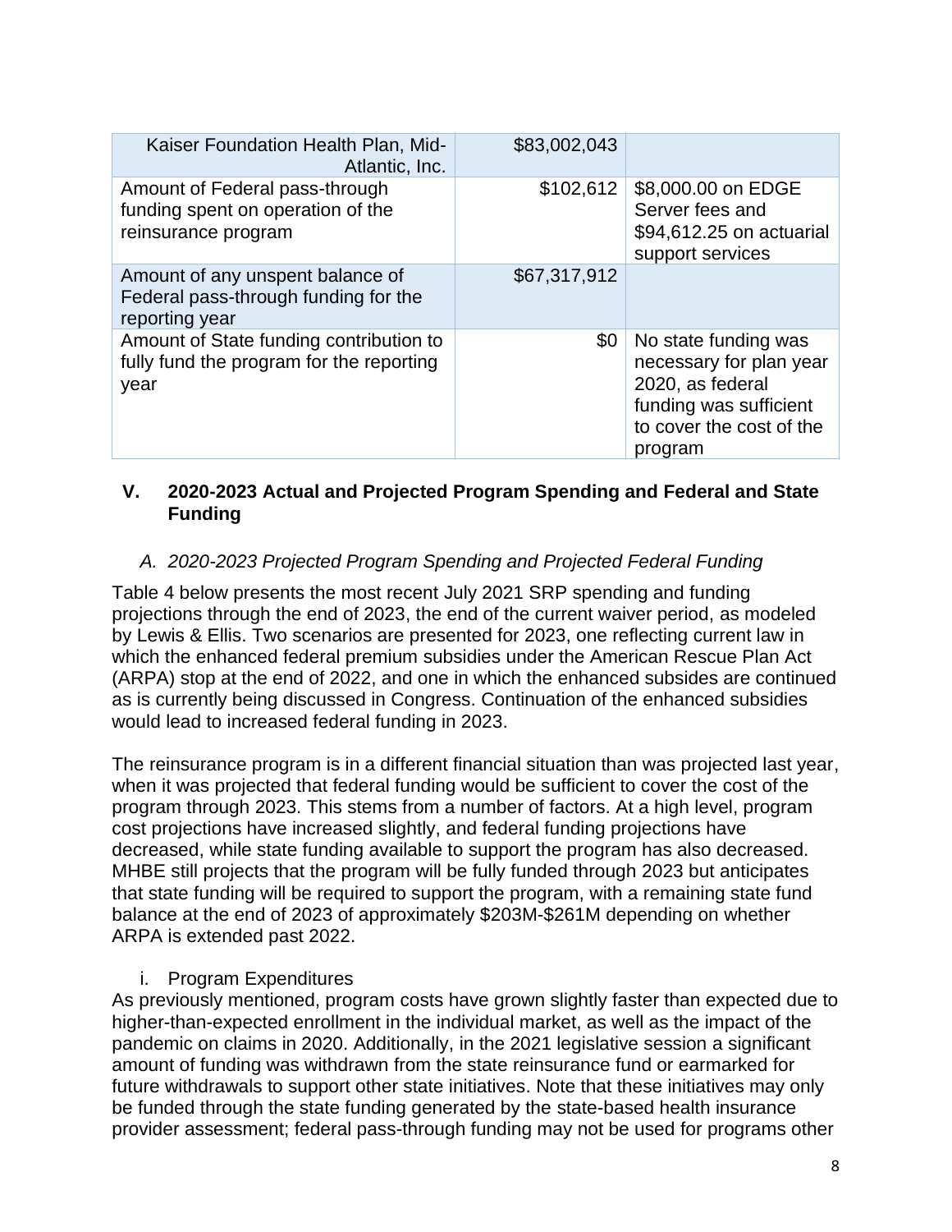| | | |
|---|---|---|
| Kaiser Foundation Health Plan, Mid-Atlantic, Inc. | $83,002,043 | |
| Amount of Federal pass-through funding spent on operation of the reinsurance program | $102,612 | $8,000.00 on EDGE Server fees and $94,612.25 on actuarial support services |
| Amount of any unspent balance of Federal pass-through funding for the reporting year | $67,317,912 | |
| Amount of State funding contribution to fully fund the program for the reporting year | $0 | No state funding was necessary for plan year 2020, as federal funding was sufficient to cover the cost of the program |

## V. 2020-2023 Actual and Projected Program Spending and Federal and State Funding

### *A. 2020-2023 Projected Program Spending and Projected Federal Funding*

Table 4 below presents the most recent July 2021 SRP spending and funding projections through the end of 2023, the end of the current waiver period, as modeled by Lewis & Ellis. Two scenarios are presented for 2023, one reflecting current law in which the enhanced federal premium subsidies under the American Rescue Plan Act (ARPA) stop at the end of 2022, and one in which the enhanced subsides are continued as is currently being discussed in Congress. Continuation of the enhanced subsidies would lead to increased federal funding in 2023.

The reinsurance program is in a different financial situation than was projected last year, when it was projected that federal funding would be sufficient to cover the cost of the program through 2023. This stems from a number of factors. At a high level, program cost projections have increased slightly, and federal funding projections have decreased, while state funding available to support the program has also decreased. MHBE still projects that the program will be fully funded through 2023 but anticipates that state funding will be required to support the program, with a remaining state fund balance at the end of 2023 of approximately $203M-$261M depending on whether ARPA is extended past 2022.

i. Program Expenditures

As previously mentioned, program costs have grown slightly faster than expected due to higher-than-expected enrollment in the individual market, as well as the impact of the pandemic on claims in 2020. Additionally, in the 2021 legislative session a significant amount of funding was withdrawn from the state reinsurance fund or earmarked for future withdrawals to support other state initiatives. Note that these initiatives may only be funded through the state funding generated by the state-based health insurance provider assessment; federal pass-through funding may not be used for programs other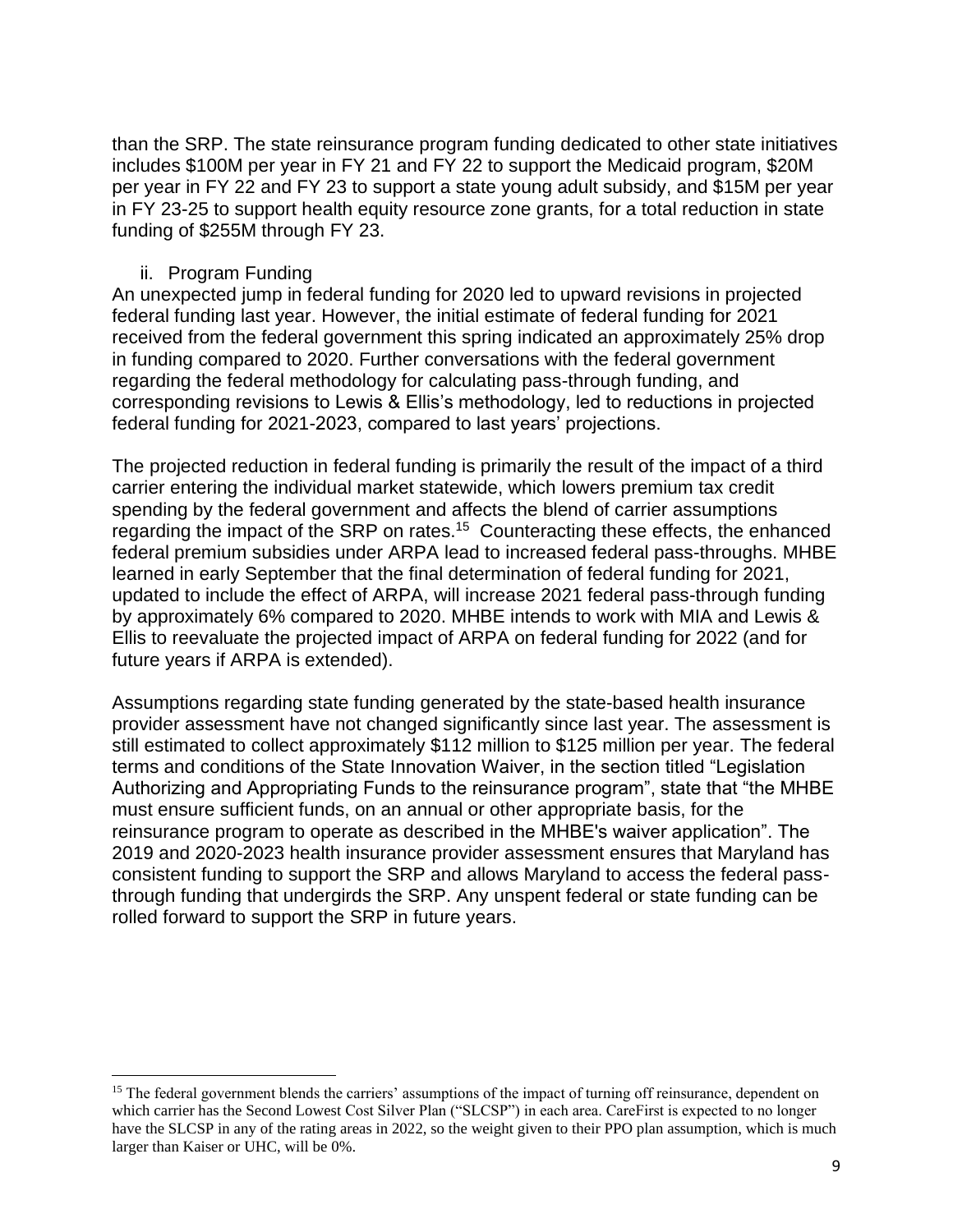than the SRP. The state reinsurance program funding dedicated to other state initiatives includes $100M per year in FY 21 and FY 22 to support the Medicaid program, $20M per year in FY 22 and FY 23 to support a state young adult subsidy, and $15M per year in FY 23-25 to support health equity resource zone grants, for a total reduction in state funding of $255M through FY 23.

ii. Program Funding

An unexpected jump in federal funding for 2020 led to upward revisions in projected federal funding last year. However, the initial estimate of federal funding for 2021 received from the federal government this spring indicated an approximately 25% drop in funding compared to 2020. Further conversations with the federal government regarding the federal methodology for calculating pass-through funding, and corresponding revisions to Lewis & Ellis's methodology, led to reductions in projected federal funding for 2021-2023, compared to last years' projections.

The projected reduction in federal funding is primarily the result of the impact of a third carrier entering the individual market statewide, which lowers premium tax credit spending by the federal government and affects the blend of carrier assumptions regarding the impact of the SRP on rates.[15] Counteracting these effects, the enhanced federal premium subsidies under ARPA lead to increased federal pass-throughs. MHBE learned in early September that the final determination of federal funding for 2021, updated to include the effect of ARPA, will increase 2021 federal pass-through funding by approximately 6% compared to 2020. MHBE intends to work with MIA and Lewis & Ellis to reevaluate the projected impact of ARPA on federal funding for 2022 (and for future years if ARPA is extended).

Assumptions regarding state funding generated by the state-based health insurance provider assessment have not changed significantly since last year. The assessment is still estimated to collect approximately $112 million to $125 million per year. The federal terms and conditions of the State Innovation Waiver, in the section titled "Legislation Authorizing and Appropriating Funds to the reinsurance program", state that "the MHBE must ensure sufficient funds, on an annual or other appropriate basis, for the reinsurance program to operate as described in the MHBE's waiver application". The 2019 and 2020-2023 health insurance provider assessment ensures that Maryland has consistent funding to support the SRP and allows Maryland to access the federal pass-through funding that undergirds the SRP. Any unspent federal or state funding can be rolled forward to support the SRP in future years.

---

[15] The federal government blends the carriers' assumptions of the impact of turning off reinsurance, dependent on which carrier has the Second Lowest Cost Silver Plan ("SLCSP") in each area. CareFirst is expected to no longer have the SLCSP in any of the rating areas in 2022, so the weight given to their PPO plan assumption, which is much larger than Kaiser or UHC, will be 0%.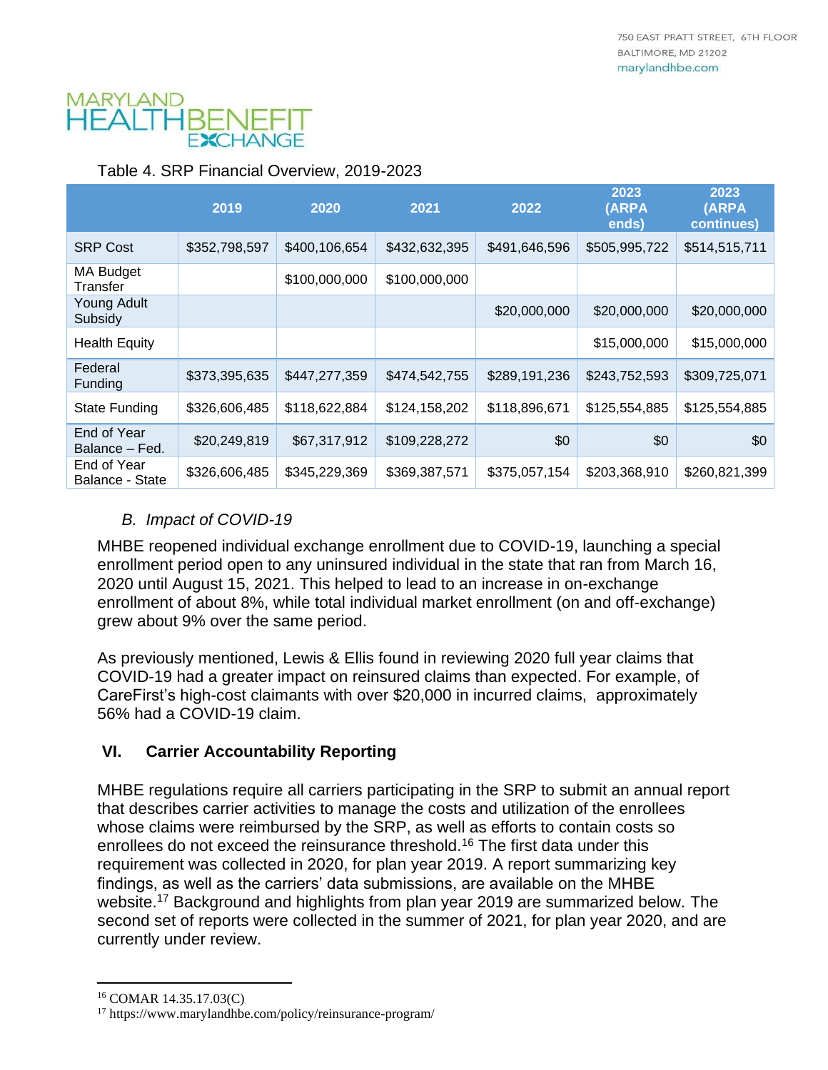Table 4. SRP Financial Overview, 2019-2023

| | 2019 | 2020 | 2021 | 2022 | 2023 (ARPA ends) | 2023 (ARPA continues) |
|---|---|---|---|---|---|---|
| SRP Cost | $352,798,597 | $400,106,654 | $432,632,395 | $491,646,596 | $505,995,722 | $514,515,711 |
| MA Budget Transfer | | $100,000,000 | $100,000,000 | | | |
| Young Adult Subsidy | | | | $20,000,000 | $20,000,000 | $20,000,000 |
| Health Equity | | | | | $15,000,000 | $15,000,000 |
| Federal Funding | $373,395,635 | $447,277,359 | $474,542,755 | $289,191,236 | $243,752,593 | $309,725,071 |
| State Funding | $326,606,485 | $118,622,884 | $124,158,202 | $118,896,671 | $125,554,885 | $125,554,885 |
| End of Year Balance – Fed. | $20,249,819 | $67,317,912 | $109,228,272 | $0 | $0 | $0 |
| End of Year Balance - State | $326,606,485 | $345,229,369 | $369,387,571 | $375,057,154 | $203,368,910 | $260,821,399 |

### *B. Impact of COVID-19*

MHBE reopened individual exchange enrollment due to COVID-19, launching a special enrollment period open to any uninsured individual in the state that ran from March 16, 2020 until August 15, 2021. This helped to lead to an increase in on-exchange enrollment of about 8%, while total individual market enrollment (on and off-exchange) grew about 9% over the same period.

As previously mentioned, Lewis & Ellis found in reviewing 2020 full year claims that COVID-19 had a greater impact on reinsured claims than expected. For example, of CareFirst's high-cost claimants with over $20,000 in incurred claims, approximately 56% had a COVID-19 claim.

## VI. Carrier Accountability Reporting

MHBE regulations require all carriers participating in the SRP to submit an annual report that describes carrier activities to manage the costs and utilization of the enrollees whose claims were reimbursed by the SRP, as well as efforts to contain costs so enrollees do not exceed the reinsurance threshold.[16] The first data under this requirement was collected in 2020, for plan year 2019. A report summarizing key findings, as well as the carriers' data submissions, are available on the MHBE website.[17] Background and highlights from plan year 2019 are summarized below. The second set of reports were collected in the summer of 2021, for plan year 2020, and are currently under review.

---

[16] COMAR 14.35.17.03(C)

[17] https://www.marylandhbe.com/policy/reinsurance-program/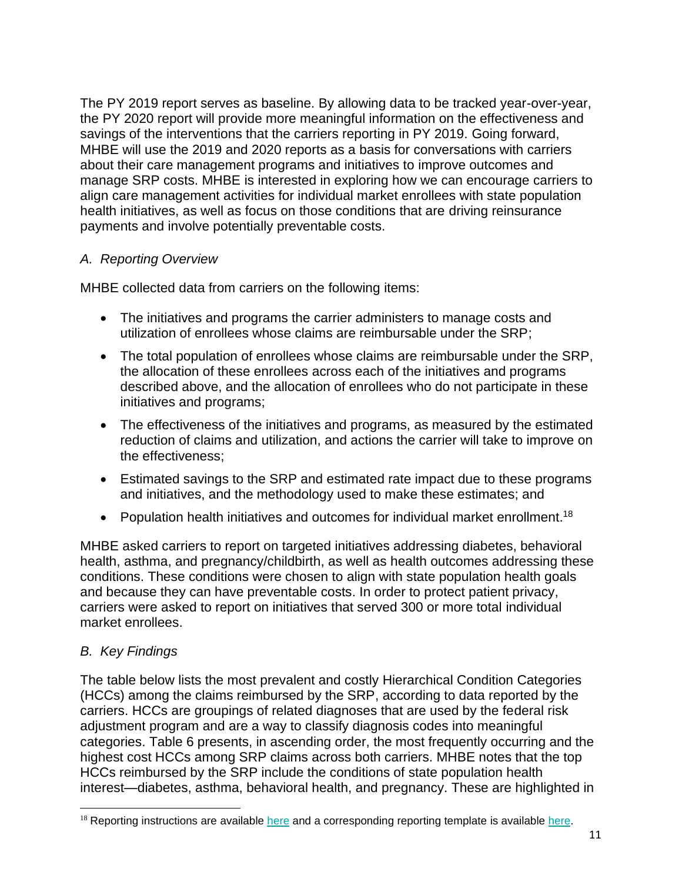The PY 2019 report serves as baseline. By allowing data to be tracked year-over-year, the PY 2020 report will provide more meaningful information on the effectiveness and savings of the interventions that the carriers reporting in PY 2019. Going forward, MHBE will use the 2019 and 2020 reports as a basis for conversations with carriers about their care management programs and initiatives to improve outcomes and manage SRP costs. MHBE is interested in exploring how we can encourage carriers to align care management activities for individual market enrollees with state population health initiatives, as well as focus on those conditions that are driving reinsurance payments and involve potentially preventable costs.

### *A. Reporting Overview*

MHBE collected data from carriers on the following items:

- The initiatives and programs the carrier administers to manage costs and utilization of enrollees whose claims are reimbursable under the SRP;
- The total population of enrollees whose claims are reimbursable under the SRP, the allocation of these enrollees across each of the initiatives and programs described above, and the allocation of enrollees who do not participate in these initiatives and programs;
- The effectiveness of the initiatives and programs, as measured by the estimated reduction of claims and utilization, and actions the carrier will take to improve on the effectiveness;
- Estimated savings to the SRP and estimated rate impact due to these programs and initiatives, and the methodology used to make these estimates; and
- Population health initiatives and outcomes for individual market enrollment.[18]

MHBE asked carriers to report on targeted initiatives addressing diabetes, behavioral health, asthma, and pregnancy/childbirth, as well as health outcomes addressing these conditions. These conditions were chosen to align with state population health goals and because they can have preventable costs. In order to protect patient privacy, carriers were asked to report on initiatives that served 300 or more total individual market enrollees.

### *B. Key Findings*

The table below lists the most prevalent and costly Hierarchical Condition Categories (HCCs) among the claims reimbursed by the SRP, according to data reported by the carriers. HCCs are groupings of related diagnoses that are used by the federal risk adjustment program and are a way to classify diagnosis codes into meaningful categories. Table 6 presents, in ascending order, the most frequently occurring and the highest cost HCCs among SRP claims across both carriers. MHBE notes that the top HCCs reimbursed by the SRP include the conditions of state population health interest—diabetes, asthma, behavioral health, and pregnancy. These are highlighted in

---

[18] Reporting instructions are available here and a corresponding reporting template is available here.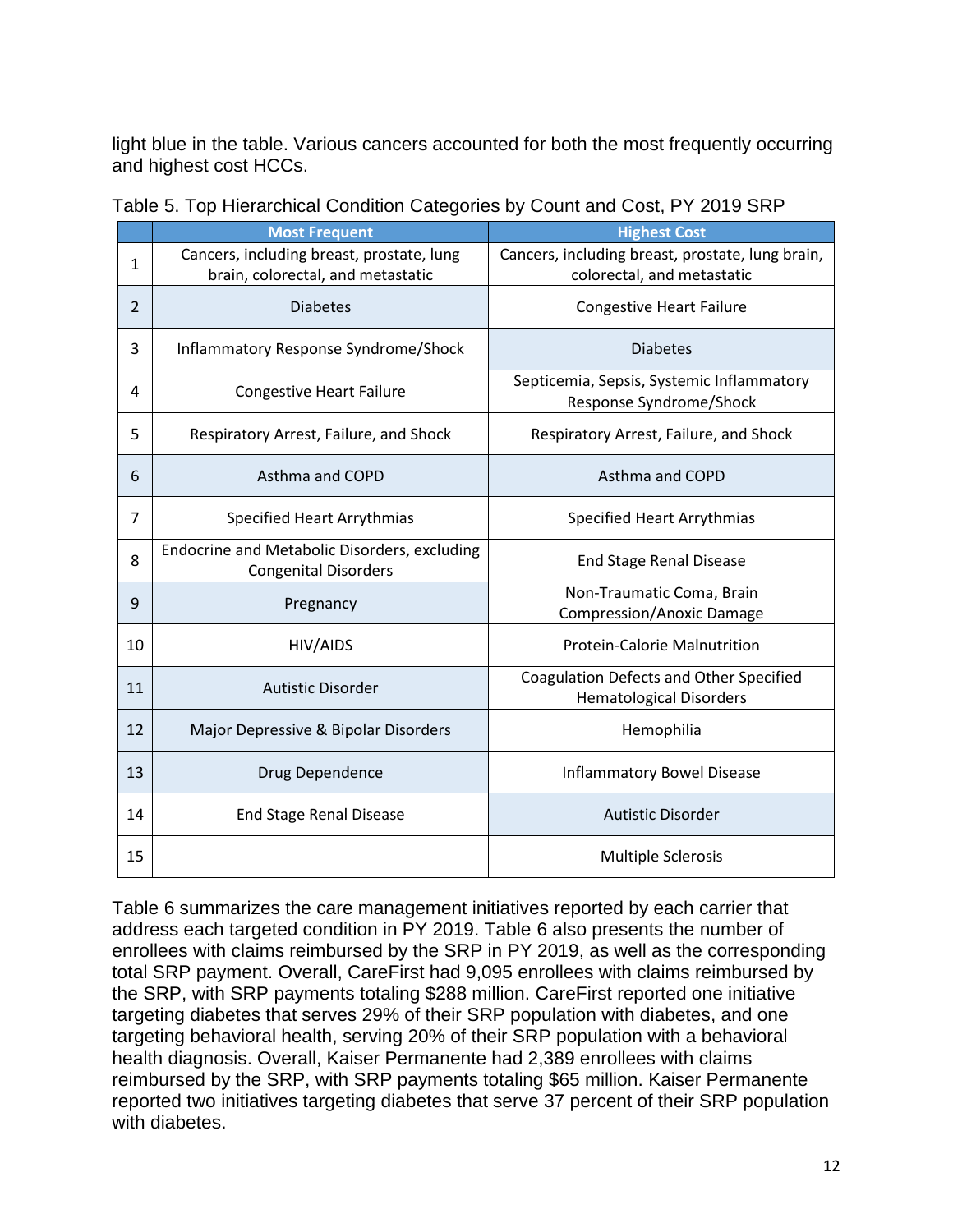light blue in the table. Various cancers accounted for both the most frequently occurring and highest cost HCCs.

Table 5. Top Hierarchical Condition Categories by Count and Cost, PY 2019 SRP

| | Most Frequent | Highest Cost |
|---|---|---|
| 1 | Cancers, including breast, prostate, lung brain, colorectal, and metastatic | Cancers, including breast, prostate, lung brain, colorectal, and metastatic |
| 2 | Diabetes | Congestive Heart Failure |
| 3 | Inflammatory Response Syndrome/Shock | Diabetes |
| 4 | Congestive Heart Failure | Septicemia, Sepsis, Systemic Inflammatory Response Syndrome/Shock |
| 5 | Respiratory Arrest, Failure, and Shock | Respiratory Arrest, Failure, and Shock |
| 6 | Asthma and COPD | Asthma and COPD |
| 7 | Specified Heart Arrythmias | Specified Heart Arrythmias |
| 8 | Endocrine and Metabolic Disorders, excluding Congenital Disorders | End Stage Renal Disease |
| 9 | Pregnancy | Non-Traumatic Coma, Brain Compression/Anoxic Damage |
| 10 | HIV/AIDS | Protein-Calorie Malnutrition |
| 11 | Autistic Disorder | Coagulation Defects and Other Specified Hematological Disorders |
| 12 | Major Depressive & Bipolar Disorders | Hemophilia |
| 13 | Drug Dependence | Inflammatory Bowel Disease |
| 14 | End Stage Renal Disease | Autistic Disorder |
| 15 | | Multiple Sclerosis |

Table 6 summarizes the care management initiatives reported by each carrier that address each targeted condition in PY 2019. Table 6 also presents the number of enrollees with claims reimbursed by the SRP in PY 2019, as well as the corresponding total SRP payment. Overall, CareFirst had 9,095 enrollees with claims reimbursed by the SRP, with SRP payments totaling $288 million. CareFirst reported one initiative targeting diabetes that serves 29% of their SRP population with diabetes, and one targeting behavioral health, serving 20% of their SRP population with a behavioral health diagnosis. Overall, Kaiser Permanente had 2,389 enrollees with claims reimbursed by the SRP, with SRP payments totaling $65 million. Kaiser Permanente reported two initiatives targeting diabetes that serve 37 percent of their SRP population with diabetes.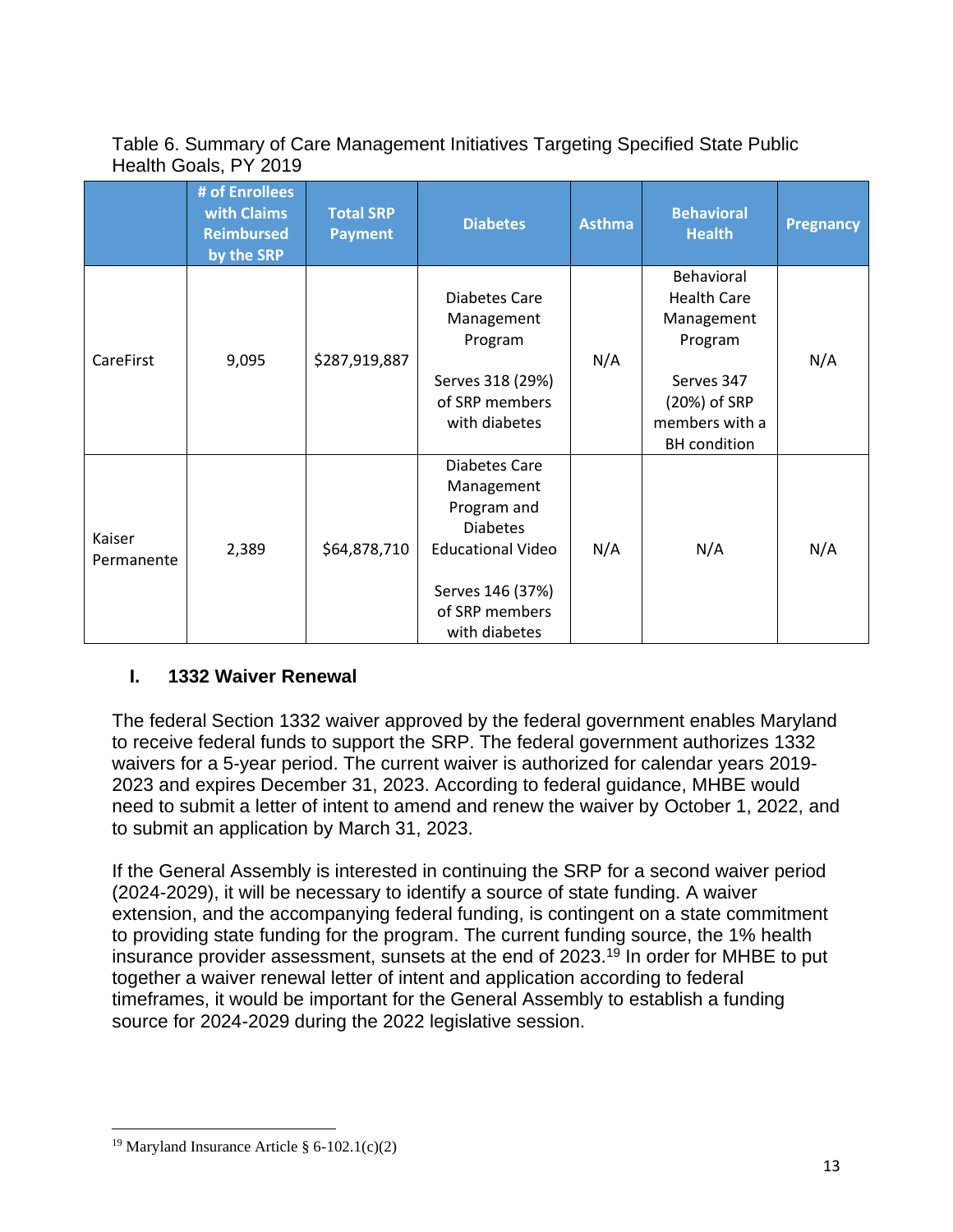Table 6. Summary of Care Management Initiatives Targeting Specified State Public Health Goals, PY 2019

| | # of Enrollees with Claims Reimbursed by the SRP | Total SRP Payment | Diabetes | Asthma | Behavioral Health | Pregnancy |
|---|---|---|---|---|---|---|
| CareFirst | 9,095 | $287,919,887 | Diabetes Care Management Program<br><br>Serves 318 (29%) of SRP members with diabetes | N/A | Behavioral Health Care Management Program<br><br>Serves 347 (20%) of SRP members with a BH condition | N/A |
| Kaiser Permanente | 2,389 | $64,878,710 | Diabetes Care Management Program and Diabetes Educational Video<br><br>Serves 146 (37%) of SRP members with diabetes | N/A | N/A | N/A |

## I. 1332 Waiver Renewal

The federal Section 1332 waiver approved by the federal government enables Maryland to receive federal funds to support the SRP. The federal government authorizes 1332 waivers for a 5-year period. The current waiver is authorized for calendar years 2019-2023 and expires December 31, 2023. According to federal guidance, MHBE would need to submit a letter of intent to amend and renew the waiver by October 1, 2022, and to submit an application by March 31, 2023.

If the General Assembly is interested in continuing the SRP for a second waiver period (2024-2029), it will be necessary to identify a source of state funding. A waiver extension, and the accompanying federal funding, is contingent on a state commitment to providing state funding for the program. The current funding source, the 1% health insurance provider assessment, sunsets at the end of 2023.[19] In order for MHBE to put together a waiver renewal letter of intent and application according to federal timeframes, it would be important for the General Assembly to establish a funding source for 2024-2029 during the 2022 legislative session.

[19] Maryland Insurance Article § 6-102.1(c)(2)